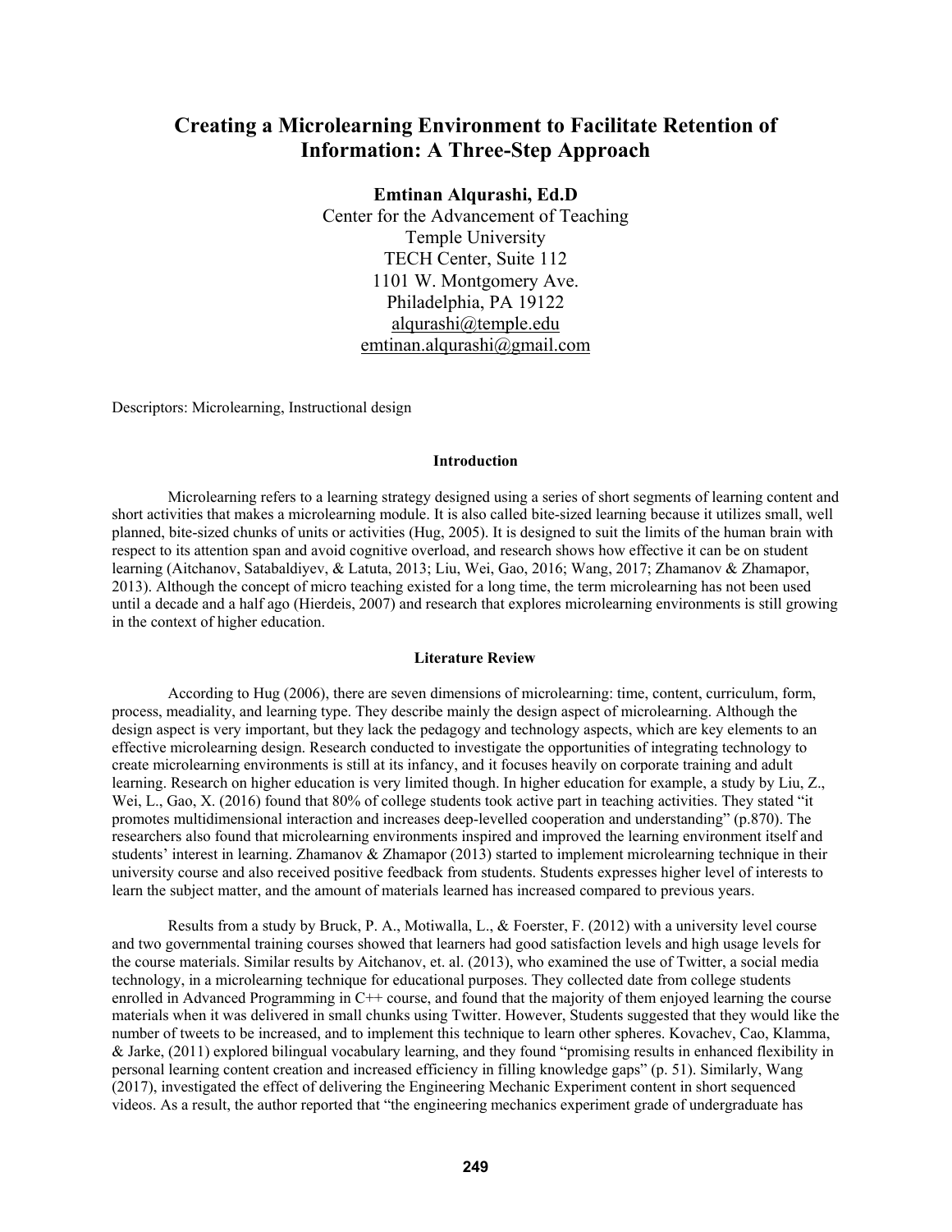# Creating a Microlearning Environment to Facilitate Retention of Information: A Three-Step Approach

**Emtinan Alqurashi, Ed.D**
Center for the Advancement of Teaching
Temple University
TECH Center, Suite 112
1101 W. Montgomery Ave.
Philadelphia, PA 19122
alqurashi@temple.edu
emtinan.alqurashi@gmail.com

Descriptors: Microlearning, Instructional design

## Introduction

Microlearning refers to a learning strategy designed using a series of short segments of learning content and short activities that makes a microlearning module. It is also called bite-sized learning because it utilizes small, well planned, bite-sized chunks of units or activities (Hug, 2005). It is designed to suit the limits of the human brain with respect to its attention span and avoid cognitive overload, and research shows how effective it can be on student learning (Aitchanov, Satabaldiyev, & Latuta, 2013; Liu, Wei, Gao, 2016; Wang, 2017; Zhamanov & Zhamapor, 2013). Although the concept of micro teaching existed for a long time, the term microlearning has not been used until a decade and a half ago (Hierdeis, 2007) and research that explores microlearning environments is still growing in the context of higher education.

## Literature Review

According to Hug (2006), there are seven dimensions of microlearning: time, content, curriculum, form, process, meadiality, and learning type. They describe mainly the design aspect of microlearning. Although the design aspect is very important, but they lack the pedagogy and technology aspects, which are key elements to an effective microlearning design. Research conducted to investigate the opportunities of integrating technology to create microlearning environments is still at its infancy, and it focuses heavily on corporate training and adult learning. Research on higher education is very limited though. In higher education for example, a study by Liu, Z., Wei, L., Gao, X. (2016) found that 80% of college students took active part in teaching activities. They stated "it promotes multidimensional interaction and increases deep-levelled cooperation and understanding" (p.870). The researchers also found that microlearning environments inspired and improved the learning environment itself and students' interest in learning. Zhamanov & Zhamapor (2013) started to implement microlearning technique in their university course and also received positive feedback from students. Students expresses higher level of interests to learn the subject matter, and the amount of materials learned has increased compared to previous years.

Results from a study by Bruck, P. A., Motiwalla, L., & Foerster, F. (2012) with a university level course and two governmental training courses showed that learners had good satisfaction levels and high usage levels for the course materials. Similar results by Aitchanov, et. al. (2013), who examined the use of Twitter, a social media technology, in a microlearning technique for educational purposes. They collected date from college students enrolled in Advanced Programming in C++ course, and found that the majority of them enjoyed learning the course materials when it was delivered in small chunks using Twitter. However, Students suggested that they would like the number of tweets to be increased, and to implement this technique to learn other spheres. Kovachev, Cao, Klamma, & Jarke, (2011) explored bilingual vocabulary learning, and they found "promising results in enhanced flexibility in personal learning content creation and increased efficiency in filling knowledge gaps" (p. 51). Similarly, Wang (2017), investigated the effect of delivering the Engineering Mechanic Experiment content in short sequenced videos. As a result, the author reported that "the engineering mechanics experiment grade of undergraduate has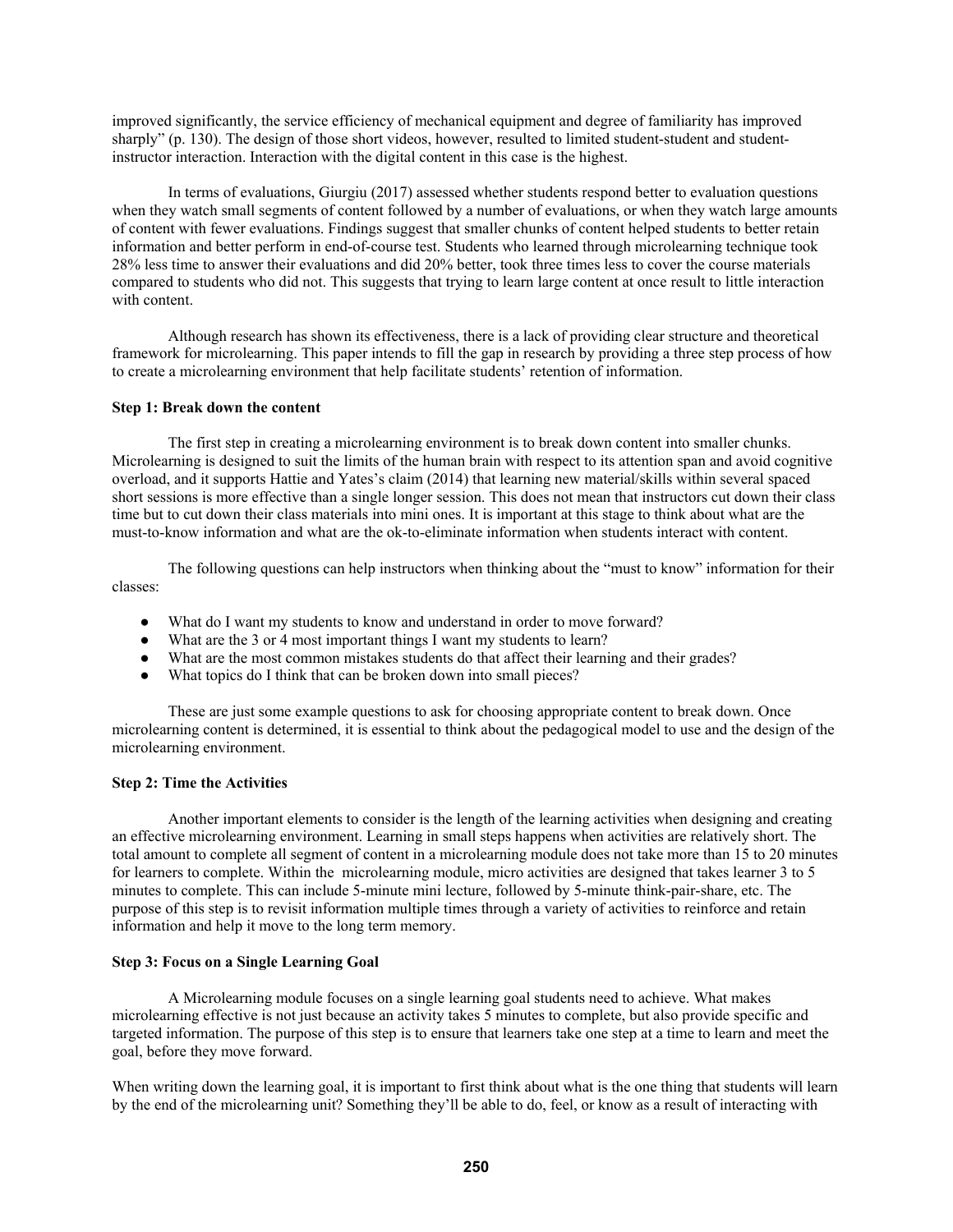improved significantly, the service efficiency of mechanical equipment and degree of familiarity has improved sharply" (p. 130). The design of those short videos, however, resulted to limited student-student and student-instructor interaction. Interaction with the digital content in this case is the highest.

In terms of evaluations, Giurgiu (2017) assessed whether students respond better to evaluation questions when they watch small segments of content followed by a number of evaluations, or when they watch large amounts of content with fewer evaluations. Findings suggest that smaller chunks of content helped students to better retain information and better perform in end-of-course test. Students who learned through microlearning technique took 28% less time to answer their evaluations and did 20% better, took three times less to cover the course materials compared to students who did not. This suggests that trying to learn large content at once result to little interaction with content.

Although research has shown its effectiveness, there is a lack of providing clear structure and theoretical framework for microlearning. This paper intends to fill the gap in research by providing a three step process of how to create a microlearning environment that help facilitate students' retention of information.

**Step 1: Break down the content**

The first step in creating a microlearning environment is to break down content into smaller chunks. Microlearning is designed to suit the limits of the human brain with respect to its attention span and avoid cognitive overload, and it supports Hattie and Yates's claim (2014) that learning new material/skills within several spaced short sessions is more effective than a single longer session. This does not mean that instructors cut down their class time but to cut down their class materials into mini ones. It is important at this stage to think about what are the must-to-know information and what are the ok-to-eliminate information when students interact with content.

The following questions can help instructors when thinking about the "must to know" information for their classes:

- What do I want my students to know and understand in order to move forward?
- What are the 3 or 4 most important things I want my students to learn?
- What are the most common mistakes students do that affect their learning and their grades?
- What topics do I think that can be broken down into small pieces?

These are just some example questions to ask for choosing appropriate content to break down. Once microlearning content is determined, it is essential to think about the pedagogical model to use and the design of the microlearning environment.

**Step 2: Time the Activities**

Another important elements to consider is the length of the learning activities when designing and creating an effective microlearning environment. Learning in small steps happens when activities are relatively short. The total amount to complete all segment of content in a microlearning module does not take more than 15 to 20 minutes for learners to complete. Within the microlearning module, micro activities are designed that takes learner 3 to 5 minutes to complete. This can include 5-minute mini lecture, followed by 5-minute think-pair-share, etc. The purpose of this step is to revisit information multiple times through a variety of activities to reinforce and retain information and help it move to the long term memory.

**Step 3: Focus on a Single Learning Goal**

A Microlearning module focuses on a single learning goal students need to achieve. What makes microlearning effective is not just because an activity takes 5 minutes to complete, but also provide specific and targeted information. The purpose of this step is to ensure that learners take one step at a time to learn and meet the goal, before they move forward.

When writing down the learning goal, it is important to first think about what is the one thing that students will learn by the end of the microlearning unit? Something they'll be able to do, feel, or know as a result of interacting with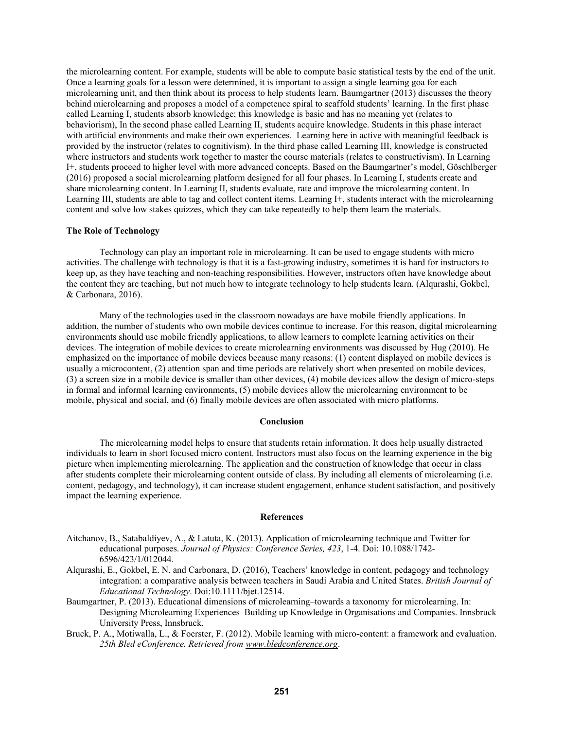the microlearning content. For example, students will be able to compute basic statistical tests by the end of the unit. Once a learning goals for a lesson were determined, it is important to assign a single learning goa for each microlearning unit, and then think about its process to help students learn. Baumgartner (2013) discusses the theory behind microlearning and proposes a model of a competence spiral to scaffold students' learning. In the first phase called Learning I, students absorb knowledge; this knowledge is basic and has no meaning yet (relates to behaviorism), In the second phase called Learning II, students acquire knowledge. Students in this phase interact with artificial environments and make their own experiences. Learning here in active with meaningful feedback is provided by the instructor (relates to cognitivism). In the third phase called Learning III, knowledge is constructed where instructors and students work together to master the course materials (relates to constructivism). In Learning I+, students proceed to higher level with more advanced concepts. Based on the Baumgartner's model, Göschlberger (2016) proposed a social microlearning platform designed for all four phases. In Learning I, students create and share microlearning content. In Learning II, students evaluate, rate and improve the microlearning content. In Learning III, students are able to tag and collect content items. Learning I+, students interact with the microlearning content and solve low stakes quizzes, which they can take repeatedly to help them learn the materials.

### The Role of Technology

Technology can play an important role in microlearning. It can be used to engage students with micro activities. The challenge with technology is that it is a fast-growing industry, sometimes it is hard for instructors to keep up, as they have teaching and non-teaching responsibilities. However, instructors often have knowledge about the content they are teaching, but not much how to integrate technology to help students learn. (Alqurashi, Gokbel, & Carbonara, 2016).

Many of the technologies used in the classroom nowadays are have mobile friendly applications. In addition, the number of students who own mobile devices continue to increase. For this reason, digital microlearning environments should use mobile friendly applications, to allow learners to complete learning activities on their devices. The integration of mobile devices to create microlearning environments was discussed by Hug (2010). He emphasized on the importance of mobile devices because many reasons: (1) content displayed on mobile devices is usually a microcontent, (2) attention span and time periods are relatively short when presented on mobile devices, (3) a screen size in a mobile device is smaller than other devices, (4) mobile devices allow the design of micro-steps in formal and informal learning environments, (5) mobile devices allow the microlearning environment to be mobile, physical and social, and (6) finally mobile devices are often associated with micro platforms.

## Conclusion

The microlearning model helps to ensure that students retain information. It does help usually distracted individuals to learn in short focused micro content. Instructors must also focus on the learning experience in the big picture when implementing microlearning. The application and the construction of knowledge that occur in class after students complete their microlearning content outside of class. By including all elements of microlearning (i.e. content, pedagogy, and technology), it can increase student engagement, enhance student satisfaction, and positively impact the learning experience.

## References

Aitchanov, B., Satabaldiyev, A., & Latuta, K. (2013). Application of microlearning technique and Twitter for educational purposes. *Journal of Physics: Conference Series, 423*, 1-4. Doi: 10.1088/1742-6596/423/1/012044.

Alqurashi, E., Gokbel, E. N. and Carbonara, D. (2016), Teachers' knowledge in content, pedagogy and technology integration: a comparative analysis between teachers in Saudi Arabia and United States. *British Journal of Educational Technology*. Doi:10.1111/bjet.12514.

Baumgartner, P. (2013). Educational dimensions of microlearning–towards a taxonomy for microlearning. In: Designing Microlearning Experiences–Building up Knowledge in Organisations and Companies. Innsbruck University Press, Innsbruck.

Bruck, P. A., Motiwalla, L., & Foerster, F. (2012). Mobile learning with micro-content: a framework and evaluation. *25th Bled eConference. Retrieved from www.bledconference.org*.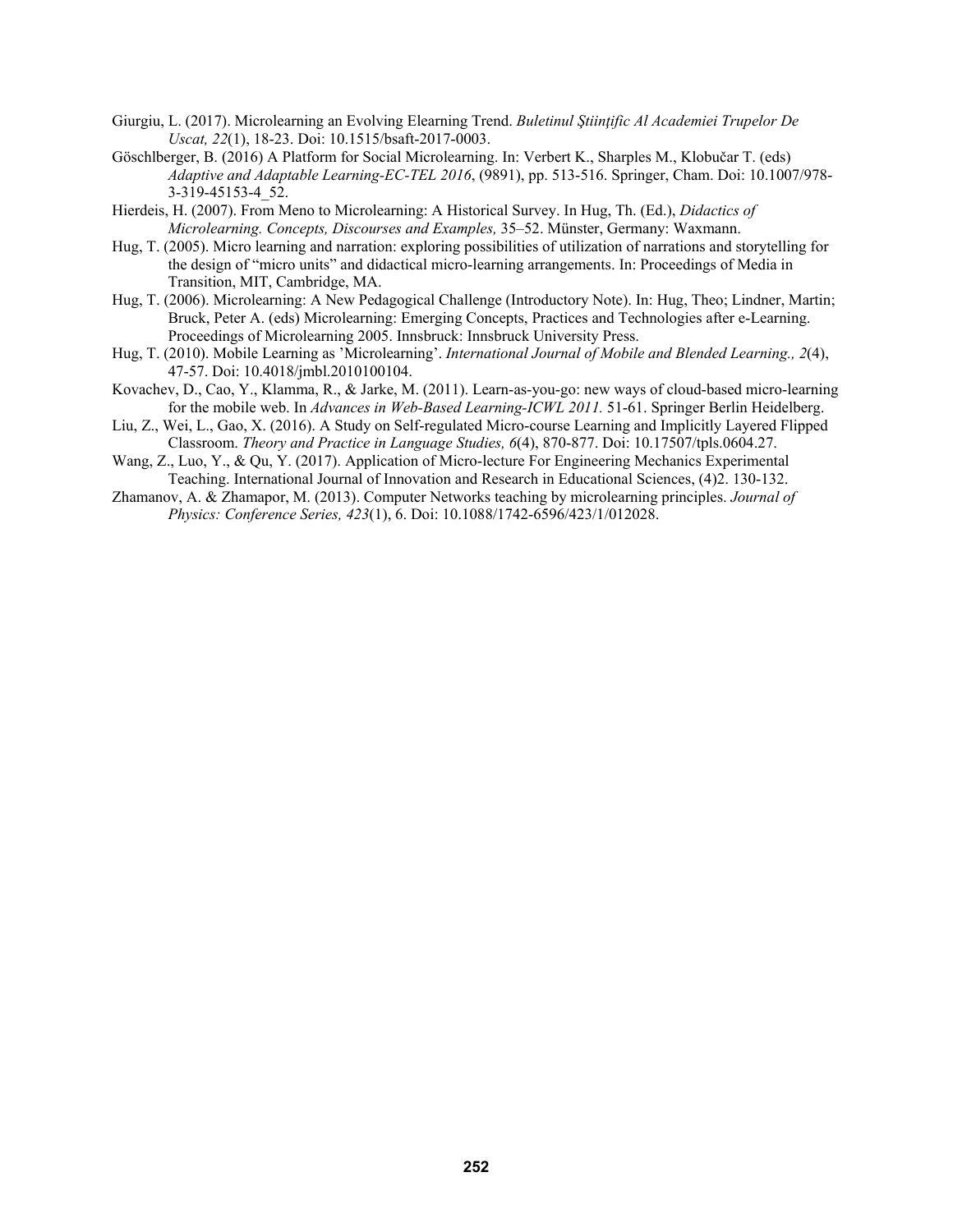Giurgiu, L. (2017). Microlearning an Evolving Elearning Trend. *Buletinul Ştiinţific Al Academiei Trupelor De Uscat, 22*(1), 18-23. Doi: 10.1515/bsaft-2017-0003.

Göschlberger, B. (2016) A Platform for Social Microlearning. In: Verbert K., Sharples M., Klobučar T. (eds) *Adaptive and Adaptable Learning-EC-TEL 2016*, (9891), pp. 513-516. Springer, Cham. Doi: 10.1007/978-3-319-45153-4_52.

Hierdeis, H. (2007). From Meno to Microlearning: A Historical Survey. In Hug, Th. (Ed.), *Didactics of Microlearning. Concepts, Discourses and Examples,* 35–52. Münster, Germany: Waxmann.

Hug, T. (2005). Micro learning and narration: exploring possibilities of utilization of narrations and storytelling for the design of "micro units" and didactical micro-learning arrangements. In: Proceedings of Media in Transition, MIT, Cambridge, MA.

Hug, T. (2006). Microlearning: A New Pedagogical Challenge (Introductory Note). In: Hug, Theo; Lindner, Martin; Bruck, Peter A. (eds) Microlearning: Emerging Concepts, Practices and Technologies after e-Learning. Proceedings of Microlearning 2005. Innsbruck: Innsbruck University Press.

Hug, T. (2010). Mobile Learning as 'Microlearning'. *International Journal of Mobile and Blended Learning., 2*(4), 47-57. Doi: 10.4018/jmbl.2010100104.

Kovachev, D., Cao, Y., Klamma, R., & Jarke, M. (2011). Learn-as-you-go: new ways of cloud-based micro-learning for the mobile web. In *Advances in Web-Based Learning-ICWL 2011.* 51-61. Springer Berlin Heidelberg.

Liu, Z., Wei, L., Gao, X. (2016). A Study on Self-regulated Micro-course Learning and Implicitly Layered Flipped Classroom. *Theory and Practice in Language Studies, 6*(4), 870-877. Doi: 10.17507/tpls.0604.27.

Wang, Z., Luo, Y., & Qu, Y. (2017). Application of Micro-lecture For Engineering Mechanics Experimental Teaching. International Journal of Innovation and Research in Educational Sciences, (4)2. 130-132.

Zhamanov, A. & Zhamapor, M. (2013). Computer Networks teaching by microlearning principles. *Journal of Physics: Conference Series, 423*(1), 6. Doi: 10.1088/1742-6596/423/1/012028.